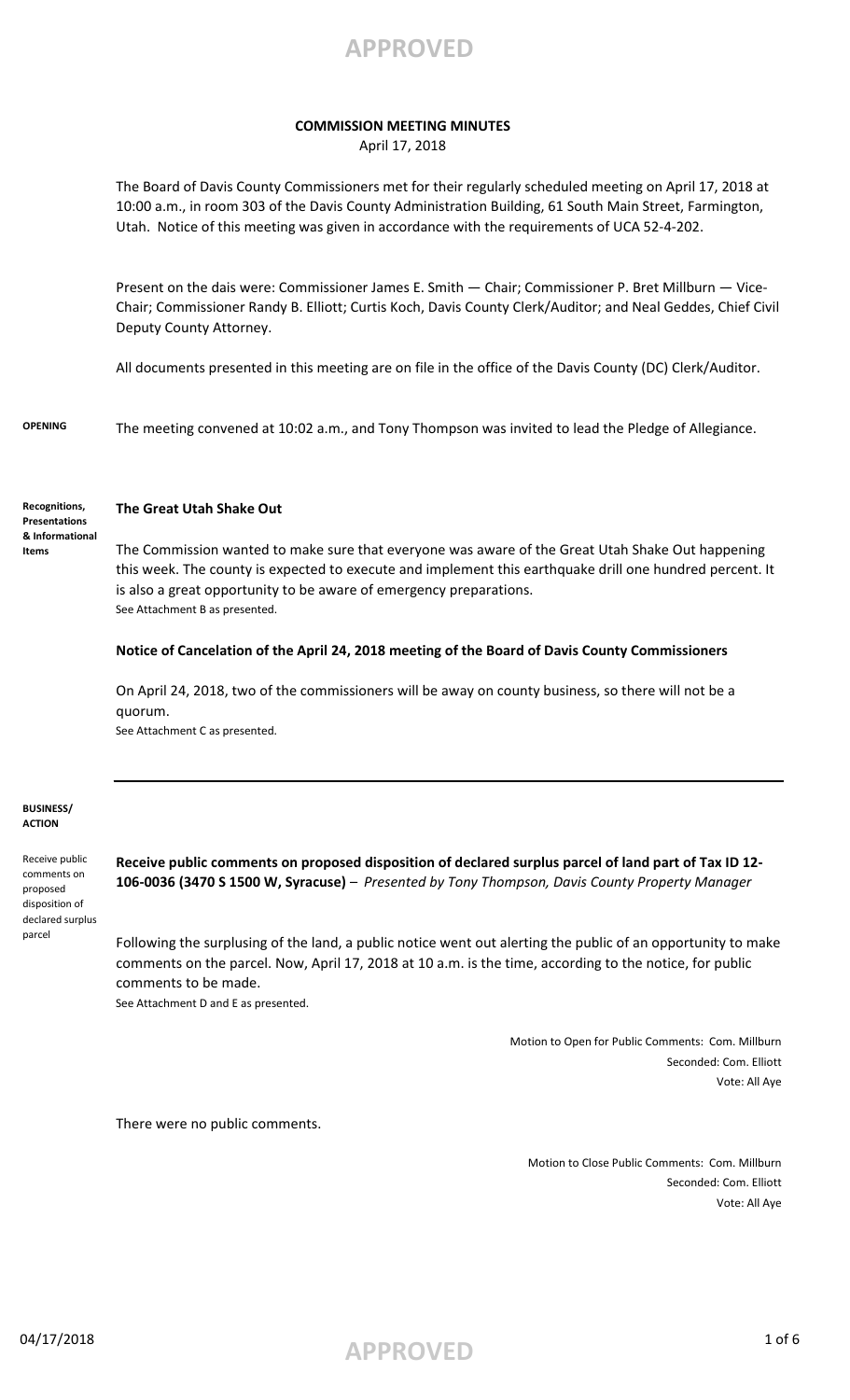**APPROVED**

## COMMISSION MEETING MINUTES

April 17, 2018

The Board of Davis County Commissioners met for their regularly scheduled meeting on April 17, 2018 at 10:00 a.m., in room 303 of the Davis County Administration Building, 61 South Main Street, Farmington, Utah. Notice of this meeting was given in accordance with the requirements of UCA 52-4-202.

Present on the dais were: Commissioner James E. Smith — Chair; Commissioner P. Bret Millburn — Vice-Chair; Commissioner Randy B. Elliott; Curtis Koch, Davis County Clerk/Auditor; and Neal Geddes, Chief Civil Deputy County Attorney.

All documents presented in this meeting are on file in the office of the Davis County (DC) Clerk/Auditor.

**OPENING**

The meeting convened at 10:02 a.m., and Tony Thompson was invited to lead the Pledge of Allegiance.

**Recognitions, Presentations & Informational Items**

**The Great Utah Shake Out**

The Commission wanted to make sure that everyone was aware of the Great Utah Shake Out happening this week. The county is expected to execute and implement this earthquake drill one hundred percent. It is also a great opportunity to be aware of emergency preparations.
See Attachment B as presented.

**Notice of Cancelation of the April 24, 2018 meeting of the Board of Davis County Commissioners**

On April 24, 2018, two of the commissioners will be away on county business, so there will not be a quorum.
See Attachment C as presented.

**BUSINESS/ ACTION**

Receive public comments on proposed disposition of declared surplus parcel

**Receive public comments on proposed disposition of declared surplus parcel of land part of Tax ID 12-106-0036 (3470 S 1500 W, Syracuse)** – *Presented by Tony Thompson, Davis County Property Manager*

Following the surplusing of the land, a public notice went out alerting the public of an opportunity to make comments on the parcel. Now, April 17, 2018 at 10 a.m. is the time, according to the notice, for public comments to be made.
See Attachment D and E as presented.

Motion to Open for Public Comments: Com. Millburn
Seconded: Com. Elliott
Vote: All Aye

There were no public comments.

Motion to Close Public Comments: Com. Millburn
Seconded: Com. Elliott
Vote: All Aye

04/17/2018

**APPROVED**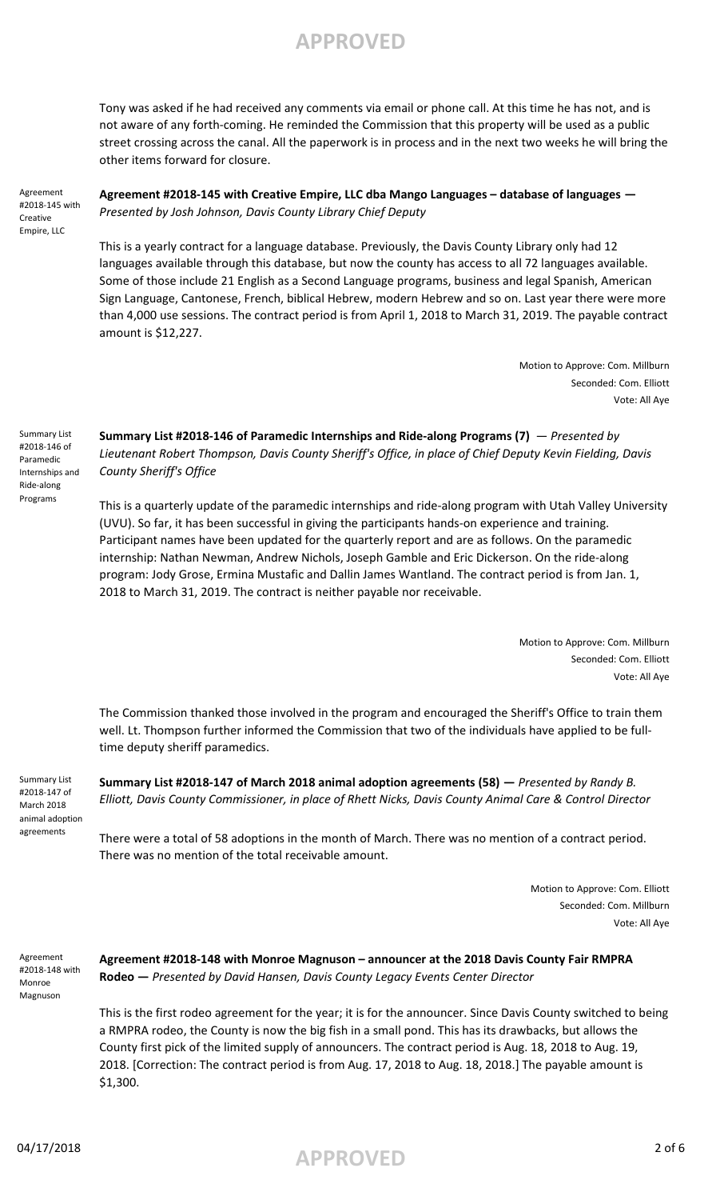Tony was asked if he had received any comments via email or phone call. At this time he has not, and is not aware of any forth-coming. He reminded the Commission that this property will be used as a public street crossing across the canal. All the paperwork is in process and in the next two weeks he will bring the other items forward for closure.

Agreement #2018-145 with Creative Empire, LLC

**Agreement #2018-145 with Creative Empire, LLC dba Mango Languages – database of languages —** *Presented by Josh Johnson, Davis County Library Chief Deputy*

This is a yearly contract for a language database. Previously, the Davis County Library only had 12 languages available through this database, but now the county has access to all 72 languages available. Some of those include 21 English as a Second Language programs, business and legal Spanish, American Sign Language, Cantonese, French, biblical Hebrew, modern Hebrew and so on. Last year there were more than 4,000 use sessions. The contract period is from April 1, 2018 to March 31, 2019. The payable contract amount is $12,227.

Motion to Approve: Com. Millburn
Seconded: Com. Elliott
Vote: All Aye

Summary List #2018-146 of Paramedic Internships and Ride-along Programs

**Summary List #2018-146 of Paramedic Internships and Ride-along Programs (7)** — *Presented by Lieutenant Robert Thompson, Davis County Sheriff's Office, in place of Chief Deputy Kevin Fielding, Davis County Sheriff's Office*

This is a quarterly update of the paramedic internships and ride-along program with Utah Valley University (UVU). So far, it has been successful in giving the participants hands-on experience and training. Participant names have been updated for the quarterly report and are as follows. On the paramedic internship: Nathan Newman, Andrew Nichols, Joseph Gamble and Eric Dickerson. On the ride-along program: Jody Grose, Ermina Mustafic and Dallin James Wantland. The contract period is from Jan. 1, 2018 to March 31, 2019. The contract is neither payable nor receivable.

Motion to Approve: Com. Millburn
Seconded: Com. Elliott
Vote: All Aye

The Commission thanked those involved in the program and encouraged the Sheriff's Office to train them well. Lt. Thompson further informed the Commission that two of the individuals have applied to be full-time deputy sheriff paramedics.

Summary List #2018-147 of March 2018 animal adoption agreements

**Summary List #2018-147 of March 2018 animal adoption agreements (58) —** *Presented by Randy B. Elliott, Davis County Commissioner, in place of Rhett Nicks, Davis County Animal Care & Control Director*

There were a total of 58 adoptions in the month of March. There was no mention of a contract period. There was no mention of the total receivable amount.

Motion to Approve: Com. Elliott
Seconded: Com. Millburn
Vote: All Aye

Agreement #2018-148 with Monroe Magnuson

**Agreement #2018-148 with Monroe Magnuson – announcer at the 2018 Davis County Fair RMPRA Rodeo —** *Presented by David Hansen, Davis County Legacy Events Center Director*

This is the first rodeo agreement for the year; it is for the announcer. Since Davis County switched to being a RMPRA rodeo, the County is now the big fish in a small pond. This has its drawbacks, but allows the County first pick of the limited supply of announcers. The contract period is Aug. 18, 2018 to Aug. 19, 2018. [Correction: The contract period is from Aug. 17, 2018 to Aug. 18, 2018.] The payable amount is $1,300.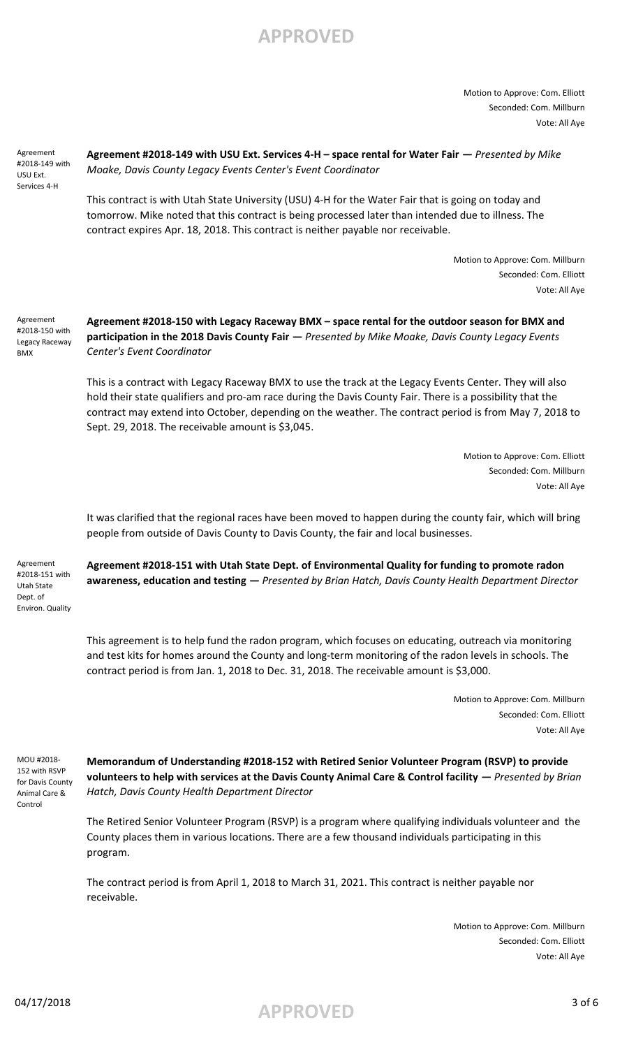Motion to Approve: Com. Elliott
Seconded: Com. Millburn
Vote: All Aye

Agreement #2018-149 with USU Ext. Services 4-H

**Agreement #2018-149 with USU Ext. Services 4-H – space rental for Water Fair —** *Presented by Mike Moake, Davis County Legacy Events Center's Event Coordinator*

This contract is with Utah State University (USU) 4-H for the Water Fair that is going on today and tomorrow. Mike noted that this contract is being processed later than intended due to illness. The contract expires Apr. 18, 2018. This contract is neither payable nor receivable.

Motion to Approve: Com. Millburn
Seconded: Com. Elliott
Vote: All Aye

Agreement #2018-150 with Legacy Raceway BMX

**Agreement #2018-150 with Legacy Raceway BMX – space rental for the outdoor season for BMX and participation in the 2018 Davis County Fair —** *Presented by Mike Moake, Davis County Legacy Events Center's Event Coordinator*

This is a contract with Legacy Raceway BMX to use the track at the Legacy Events Center. They will also hold their state qualifiers and pro-am race during the Davis County Fair. There is a possibility that the contract may extend into October, depending on the weather. The contract period is from May 7, 2018 to Sept. 29, 2018. The receivable amount is $3,045.

Motion to Approve: Com. Elliott
Seconded: Com. Millburn
Vote: All Aye

It was clarified that the regional races have been moved to happen during the county fair, which will bring people from outside of Davis County to Davis County, the fair and local businesses.

Agreement #2018-151 with Utah State Dept. of Environ. Quality

**Agreement #2018-151 with Utah State Dept. of Environmental Quality for funding to promote radon awareness, education and testing —** *Presented by Brian Hatch, Davis County Health Department Director*

This agreement is to help fund the radon program, which focuses on educating, outreach via monitoring and test kits for homes around the County and long-term monitoring of the radon levels in schools. The contract period is from Jan. 1, 2018 to Dec. 31, 2018. The receivable amount is $3,000.

Motion to Approve: Com. Millburn
Seconded: Com. Elliott
Vote: All Aye

MOU #2018-152 with RSVP for Davis County Animal Care & Control

**Memorandum of Understanding #2018-152 with Retired Senior Volunteer Program (RSVP) to provide volunteers to help with services at the Davis County Animal Care & Control facility —** *Presented by Brian Hatch, Davis County Health Department Director*

The Retired Senior Volunteer Program (RSVP) is a program where qualifying individuals volunteer and the County places them in various locations. There are a few thousand individuals participating in this program.

The contract period is from April 1, 2018 to March 31, 2021. This contract is neither payable nor receivable.

Motion to Approve: Com. Millburn
Seconded: Com. Elliott
Vote: All Aye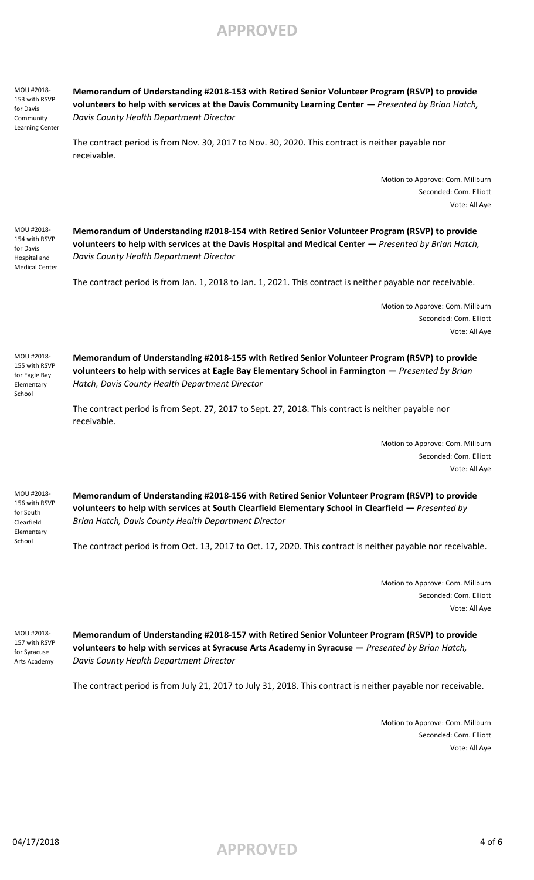APPROVED

MOU #2018-153 with RSVP for Davis Community Learning Center

**Memorandum of Understanding #2018-153 with Retired Senior Volunteer Program (RSVP) to provide volunteers to help with services at the Davis Community Learning Center —** *Presented by Brian Hatch, Davis County Health Department Director*

The contract period is from Nov. 30, 2017 to Nov. 30, 2020. This contract is neither payable nor receivable.

Motion to Approve: Com. Millburn
Seconded: Com. Elliott
Vote: All Aye

MOU #2018-154 with RSVP for Davis Hospital and Medical Center

**Memorandum of Understanding #2018-154 with Retired Senior Volunteer Program (RSVP) to provide volunteers to help with services at the Davis Hospital and Medical Center —** *Presented by Brian Hatch, Davis County Health Department Director*

The contract period is from Jan. 1, 2018 to Jan. 1, 2021. This contract is neither payable nor receivable.

Motion to Approve: Com. Millburn
Seconded: Com. Elliott
Vote: All Aye

MOU #2018-155 with RSVP for Eagle Bay Elementary School

**Memorandum of Understanding #2018-155 with Retired Senior Volunteer Program (RSVP) to provide volunteers to help with services at Eagle Bay Elementary School in Farmington —** *Presented by Brian Hatch, Davis County Health Department Director*

The contract period is from Sept. 27, 2017 to Sept. 27, 2018. This contract is neither payable nor receivable.

Motion to Approve: Com. Millburn
Seconded: Com. Elliott
Vote: All Aye

MOU #2018-156 with RSVP for South Clearfield Elementary School

**Memorandum of Understanding #2018-156 with Retired Senior Volunteer Program (RSVP) to provide volunteers to help with services at South Clearfield Elementary School in Clearfield —** *Presented by Brian Hatch, Davis County Health Department Director*

The contract period is from Oct. 13, 2017 to Oct. 17, 2020. This contract is neither payable nor receivable.

Motion to Approve: Com. Millburn
Seconded: Com. Elliott
Vote: All Aye

MOU #2018-157 with RSVP for Syracuse Arts Academy

**Memorandum of Understanding #2018-157 with Retired Senior Volunteer Program (RSVP) to provide volunteers to help with services at Syracuse Arts Academy in Syracuse —** *Presented by Brian Hatch, Davis County Health Department Director*

The contract period is from July 21, 2017 to July 31, 2018. This contract is neither payable nor receivable.

Motion to Approve: Com. Millburn
Seconded: Com. Elliott
Vote: All Aye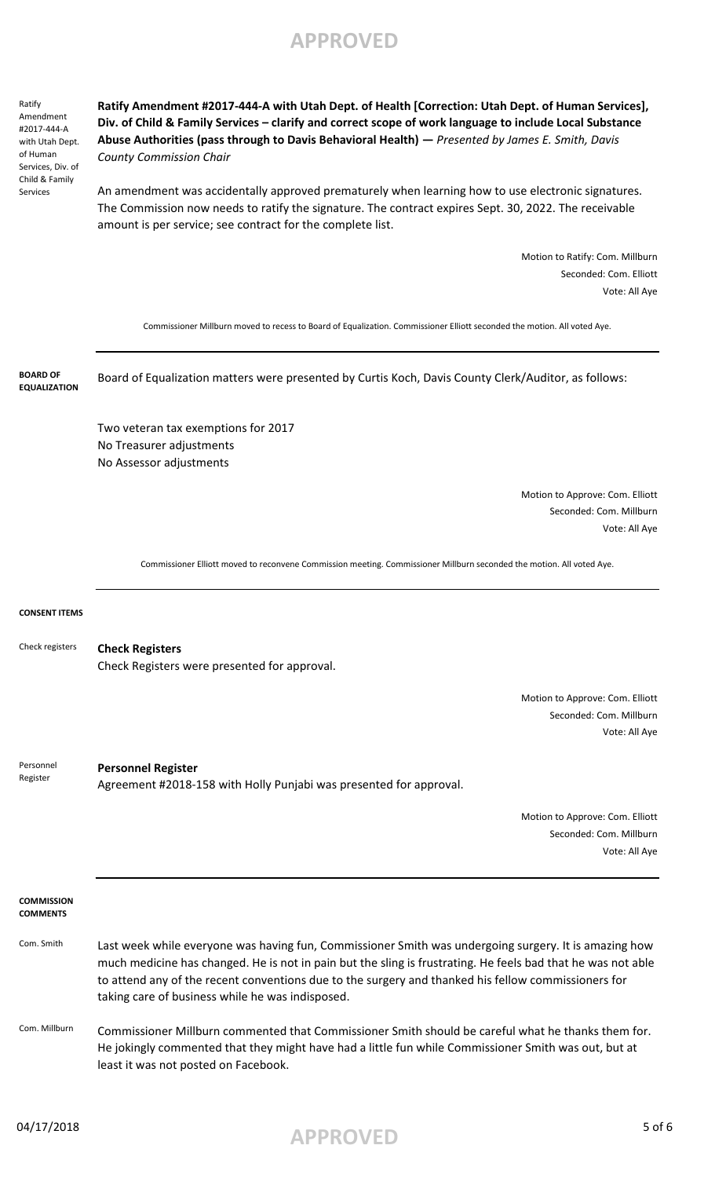**APPROVED**

Ratify Amendment #2017-444-A with Utah Dept. of Human Services, Div. of Child & Family Services

**Ratify Amendment #2017-444-A with Utah Dept. of Health [Correction: Utah Dept. of Human Services], Div. of Child & Family Services – clarify and correct scope of work language to include Local Substance Abuse Authorities (pass through to Davis Behavioral Health) —** *Presented by James E. Smith, Davis County Commission Chair*

An amendment was accidentally approved prematurely when learning how to use electronic signatures. The Commission now needs to ratify the signature. The contract expires Sept. 30, 2022. The receivable amount is per service; see contract for the complete list.

Motion to Ratify: Com. Millburn
Seconded: Com. Elliott
Vote: All Aye

Commissioner Millburn moved to recess to Board of Equalization. Commissioner Elliott seconded the motion. All voted Aye.

---

**BOARD OF EQUALIZATION**

Board of Equalization matters were presented by Curtis Koch, Davis County Clerk/Auditor, as follows:

Two veteran tax exemptions for 2017
No Treasurer adjustments
No Assessor adjustments

Motion to Approve: Com. Elliott
Seconded: Com. Millburn
Vote: All Aye

Commissioner Elliott moved to reconvene Commission meeting. Commissioner Millburn seconded the motion. All voted Aye.

---

**CONSENT ITEMS**

Check registers

**Check Registers**
Check Registers were presented for approval.

Motion to Approve: Com. Elliott
Seconded: Com. Millburn
Vote: All Aye

Personnel Register

**Personnel Register**
Agreement #2018-158 with Holly Punjabi was presented for approval.

Motion to Approve: Com. Elliott
Seconded: Com. Millburn
Vote: All Aye

---

**COMMISSION COMMENTS**

Com. Smith

Last week while everyone was having fun, Commissioner Smith was undergoing surgery. It is amazing how much medicine has changed. He is not in pain but the sling is frustrating. He feels bad that he was not able to attend any of the recent conventions due to the surgery and thanked his fellow commissioners for taking care of business while he was indisposed.

Com. Millburn

Commissioner Millburn commented that Commissioner Smith should be careful what he thanks them for. He jokingly commented that they might have had a little fun while Commissioner Smith was out, but at least it was not posted on Facebook.

04/17/2018

**APPROVED**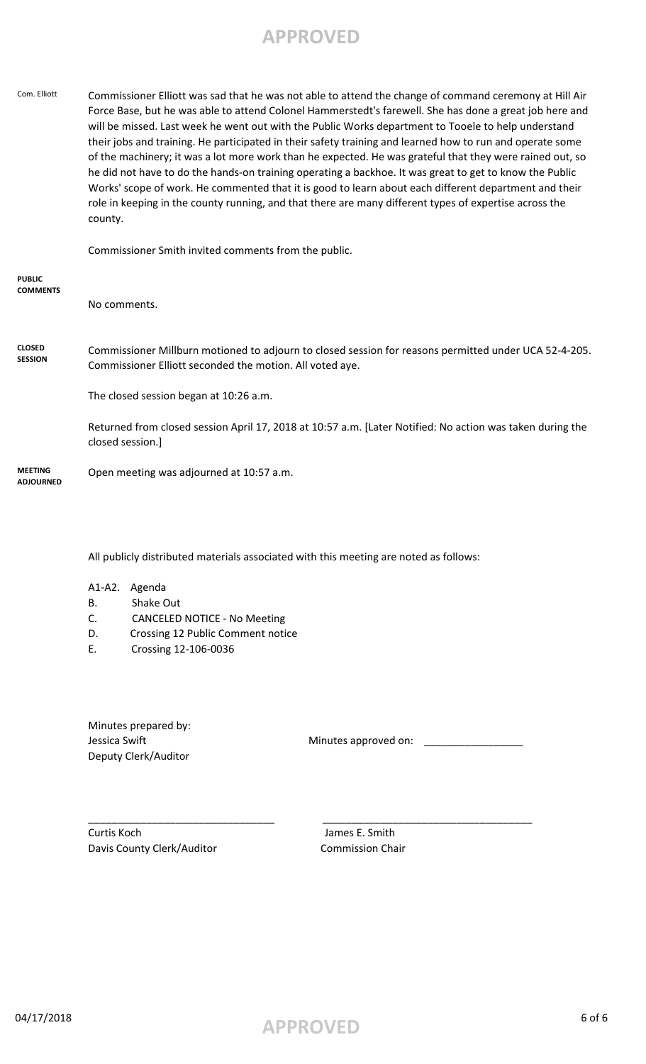**Com. Elliott** Commissioner Elliott was sad that he was not able to attend the change of command ceremony at Hill Air Force Base, but he was able to attend Colonel Hammerstedt's farewell. She has done a great job here and will be missed. Last week he went out with the Public Works department to Tooele to help understand their jobs and training. He participated in their safety training and learned how to run and operate some of the machinery; it was a lot more work than he expected. He was grateful that they were rained out, so he did not have to do the hands-on training operating a backhoe. It was great to get to know the Public Works' scope of work. He commented that it is good to learn about each different department and their role in keeping in the county running, and that there are many different types of expertise across the county.

Commissioner Smith invited comments from the public.

**PUBLIC COMMENTS**

No comments.

**CLOSED SESSION**

Commissioner Millburn motioned to adjourn to closed session for reasons permitted under UCA 52-4-205. Commissioner Elliott seconded the motion. All voted aye.

The closed session began at 10:26 a.m.

Returned from closed session April 17, 2018 at 10:57 a.m. [Later Notified: No action was taken during the closed session.]

**MEETING ADJOURNED**

Open meeting was adjourned at 10:57 a.m.

All publicly distributed materials associated with this meeting are noted as follows:

- A1-A2. Agenda
- B. Shake Out
- C. CANCELED NOTICE - No Meeting
- D. Crossing 12 Public Comment notice
- E. Crossing 12-106-0036

Minutes prepared by:
Jessica Swift
Deputy Clerk/Auditor

Minutes approved on: _________________

_______________________________
Curtis Koch
Davis County Clerk/Auditor

_______________________________
James E. Smith
Commission Chair